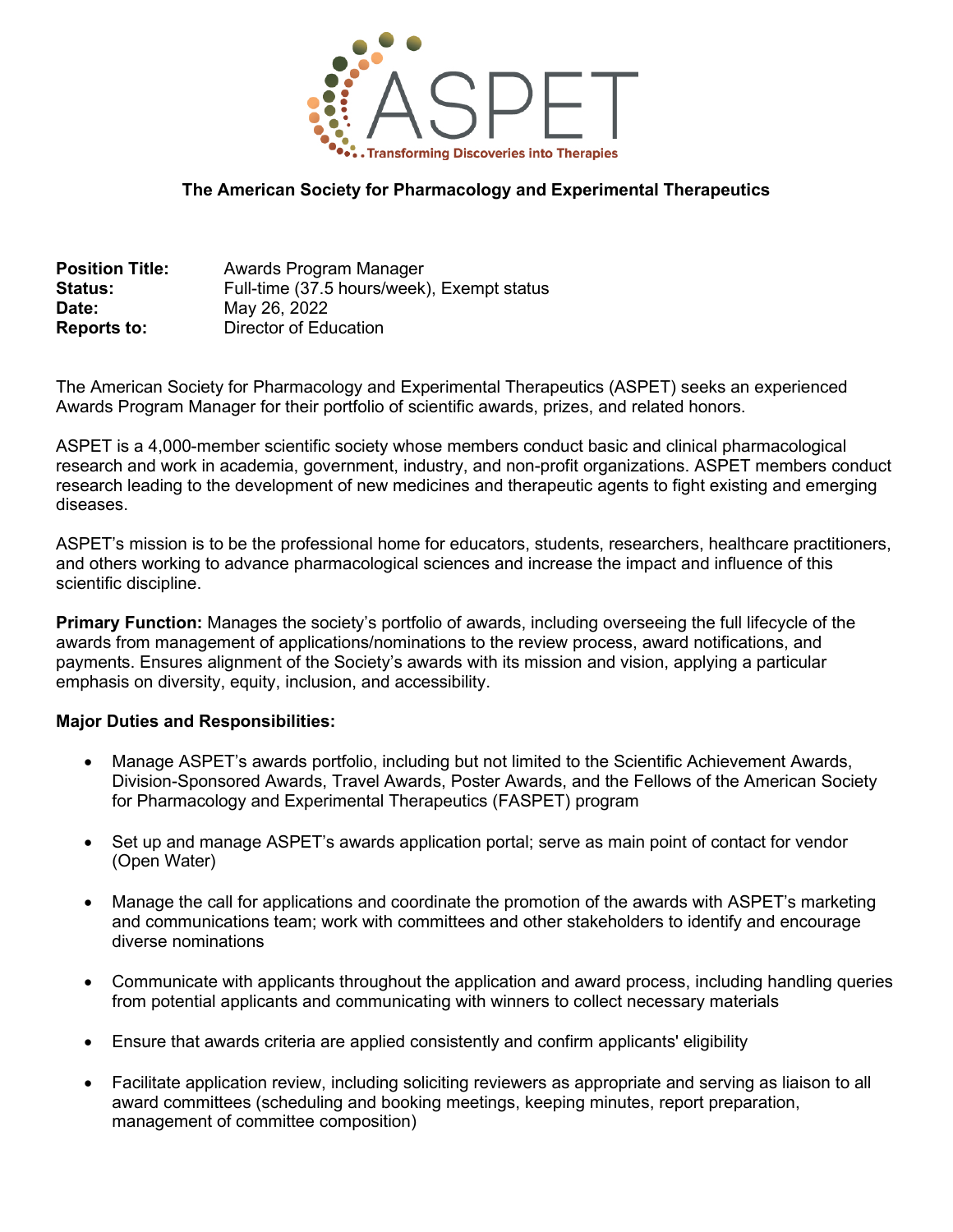ASPET

Transforming Discoveries into Therapies

**The American Society for Pharmacology and Experimental Therapeutics**

**Position Title:** Awards Program Manager
**Status:** Full-time (37.5 hours/week), Exempt status
**Date:** May 26, 2022
**Reports to:** Director of Education

The American Society for Pharmacology and Experimental Therapeutics (ASPET) seeks an experienced Awards Program Manager for their portfolio of scientific awards, prizes, and related honors.

ASPET is a 4,000-member scientific society whose members conduct basic and clinical pharmacological research and work in academia, government, industry, and non-profit organizations. ASPET members conduct research leading to the development of new medicines and therapeutic agents to fight existing and emerging diseases.

ASPET's mission is to be the professional home for educators, students, researchers, healthcare practitioners, and others working to advance pharmacological sciences and increase the impact and influence of this scientific discipline.

**Primary Function:** Manages the society's portfolio of awards, including overseeing the full lifecycle of the awards from management of applications/nominations to the review process, award notifications, and payments. Ensures alignment of the Society's awards with its mission and vision, applying a particular emphasis on diversity, equity, inclusion, and accessibility.

**Major Duties and Responsibilities:**

- Manage ASPET's awards portfolio, including but not limited to the Scientific Achievement Awards, Division-Sponsored Awards, Travel Awards, Poster Awards, and the Fellows of the American Society for Pharmacology and Experimental Therapeutics (FASPET) program
- Set up and manage ASPET's awards application portal; serve as main point of contact for vendor (Open Water)
- Manage the call for applications and coordinate the promotion of the awards with ASPET's marketing and communications team; work with committees and other stakeholders to identify and encourage diverse nominations
- Communicate with applicants throughout the application and award process, including handling queries from potential applicants and communicating with winners to collect necessary materials
- Ensure that awards criteria are applied consistently and confirm applicants' eligibility
- Facilitate application review, including soliciting reviewers as appropriate and serving as liaison to all award committees (scheduling and booking meetings, keeping minutes, report preparation, management of committee composition)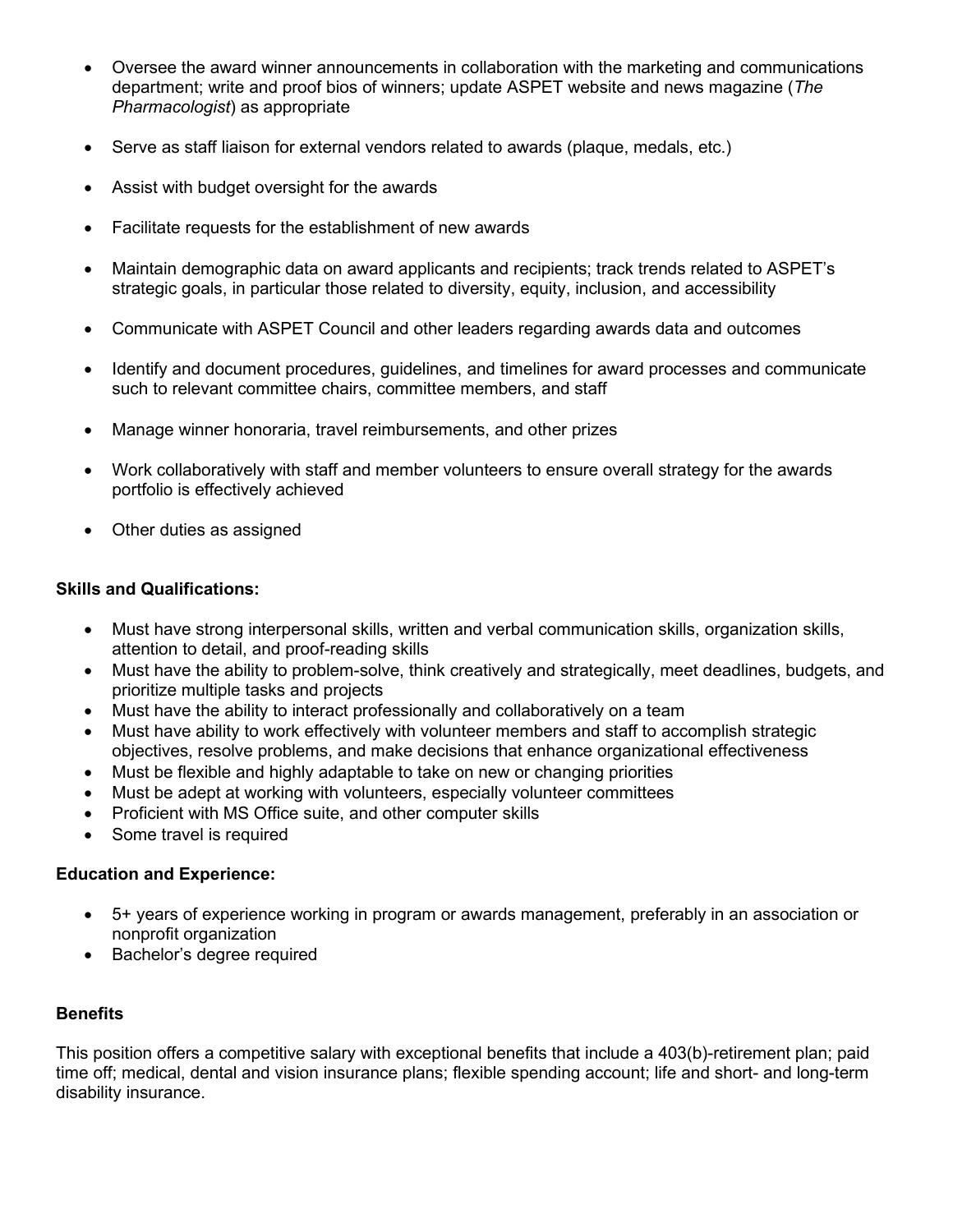- Oversee the award winner announcements in collaboration with the marketing and communications department; write and proof bios of winners; update ASPET website and news magazine (*The Pharmacologist*) as appropriate

- Serve as staff liaison for external vendors related to awards (plaque, medals, etc.)

- Assist with budget oversight for the awards

- Facilitate requests for the establishment of new awards

- Maintain demographic data on award applicants and recipients; track trends related to ASPET's strategic goals, in particular those related to diversity, equity, inclusion, and accessibility

- Communicate with ASPET Council and other leaders regarding awards data and outcomes

- Identify and document procedures, guidelines, and timelines for award processes and communicate such to relevant committee chairs, committee members, and staff

- Manage winner honoraria, travel reimbursements, and other prizes

- Work collaboratively with staff and member volunteers to ensure overall strategy for the awards portfolio is effectively achieved

- Other duties as assigned

**Skills and Qualifications:**

- Must have strong interpersonal skills, written and verbal communication skills, organization skills, attention to detail, and proof-reading skills
- Must have the ability to problem-solve, think creatively and strategically, meet deadlines, budgets, and prioritize multiple tasks and projects
- Must have the ability to interact professionally and collaboratively on a team
- Must have ability to work effectively with volunteer members and staff to accomplish strategic objectives, resolve problems, and make decisions that enhance organizational effectiveness
- Must be flexible and highly adaptable to take on new or changing priorities
- Must be adept at working with volunteers, especially volunteer committees
- Proficient with MS Office suite, and other computer skills
- Some travel is required

**Education and Experience:**

- 5+ years of experience working in program or awards management, preferably in an association or nonprofit organization
- Bachelor's degree required

**Benefits**

This position offers a competitive salary with exceptional benefits that include a 403(b)-retirement plan; paid time off; medical, dental and vision insurance plans; flexible spending account; life and short- and long-term disability insurance.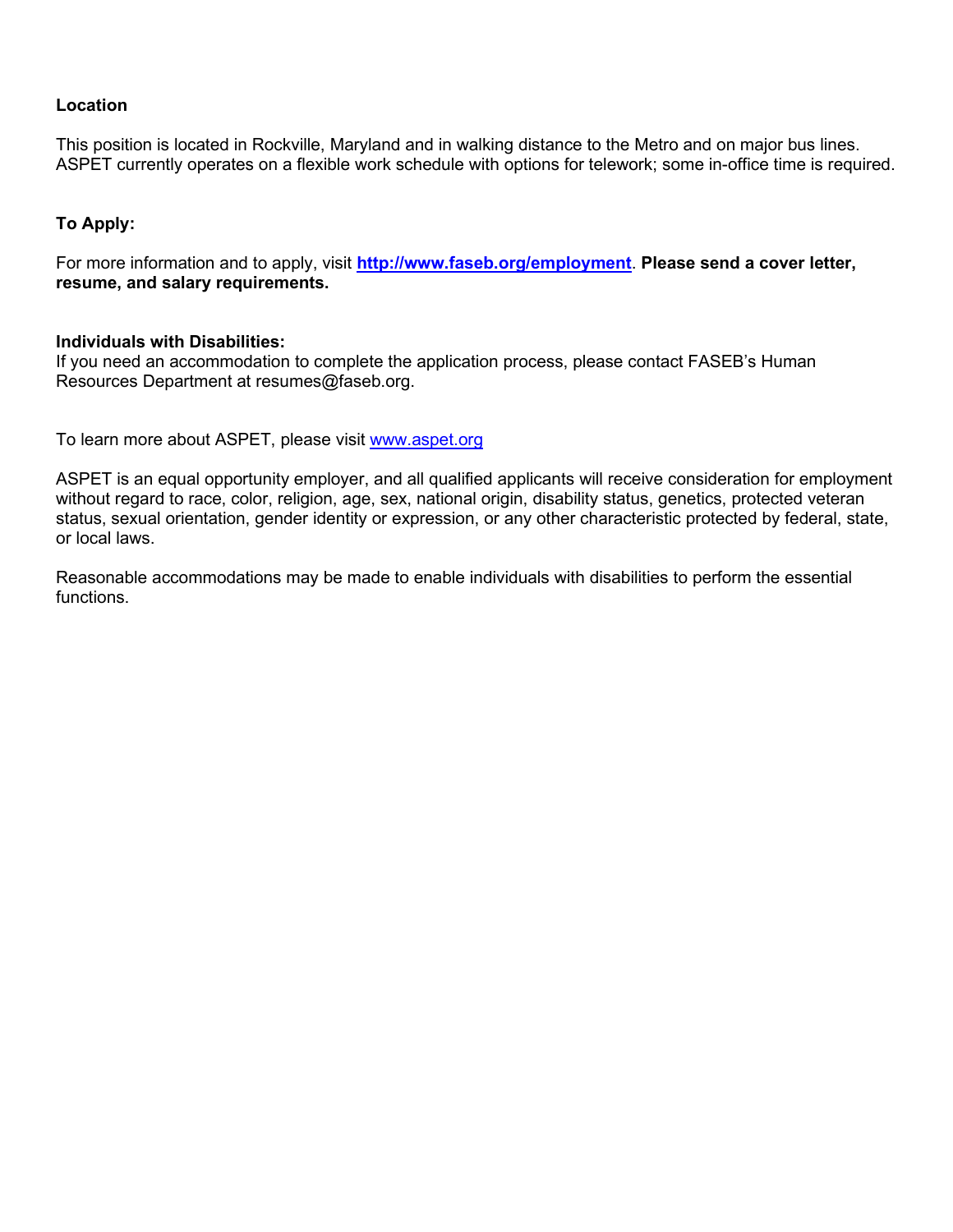**Location**

This position is located in Rockville, Maryland and in walking distance to the Metro and on major bus lines. ASPET currently operates on a flexible work schedule with options for telework; some in-office time is required.

**To Apply:**

For more information and to apply, visit **[http://www.faseb.org/employment](http://www.faseb.org/employment)**. **Please send a cover letter, resume, and salary requirements.**

**Individuals with Disabilities:**
If you need an accommodation to complete the application process, please contact FASEB's Human Resources Department at resumes@faseb.org.

To learn more about ASPET, please visit [www.aspet.org](www.aspet.org)

ASPET is an equal opportunity employer, and all qualified applicants will receive consideration for employment without regard to race, color, religion, age, sex, national origin, disability status, genetics, protected veteran status, sexual orientation, gender identity or expression, or any other characteristic protected by federal, state, or local laws.

Reasonable accommodations may be made to enable individuals with disabilities to perform the essential functions.